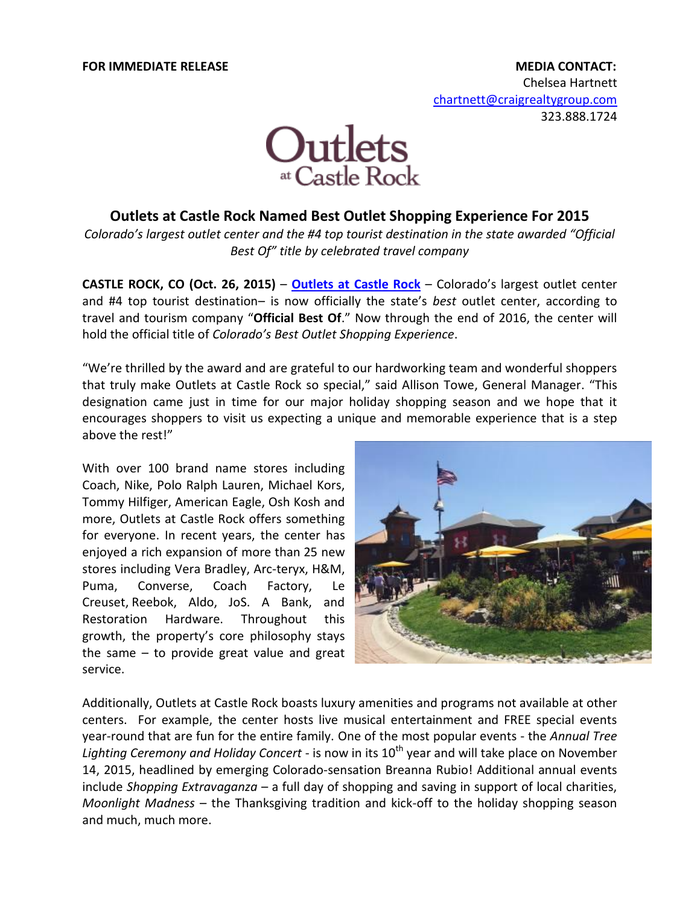**FOR IMMEDIATE RELEASE**

**MEDIA CONTACT:**
Chelsea Hartnett
chartnett@craigrealtygroup.com
323.888.1724

Outlets at Castle Rock

## Outlets at Castle Rock Named Best Outlet Shopping Experience For 2015

*Colorado's largest outlet center and the #4 top tourist destination in the state awarded "Official Best Of" title by celebrated travel company*

**CASTLE ROCK, CO (Oct. 26, 2015)** – **Outlets at Castle Rock** – Colorado's largest outlet center and #4 top tourist destination– is now officially the state's *best* outlet center, according to travel and tourism company "**Official Best Of**." Now through the end of 2016, the center will hold the official title of *Colorado's Best Outlet Shopping Experience*.

"We're thrilled by the award and are grateful to our hardworking team and wonderful shoppers that truly make Outlets at Castle Rock so special," said Allison Towe, General Manager. "This designation came just in time for our major holiday shopping season and we hope that it encourages shoppers to visit us expecting a unique and memorable experience that is a step above the rest!"

With over 100 brand name stores including Coach, Nike, Polo Ralph Lauren, Michael Kors, Tommy Hilfiger, American Eagle, Osh Kosh and more, Outlets at Castle Rock offers something for everyone. In recent years, the center has enjoyed a rich expansion of more than 25 new stores including Vera Bradley, Arc-teryx, H&M, Puma, Converse, Coach Factory, Le Creuset, Reebok, Aldo, JoS. A Bank, and Restoration Hardware. Throughout this growth, the property's core philosophy stays the same – to provide great value and great service.

Additionally, Outlets at Castle Rock boasts luxury amenities and programs not available at other centers. For example, the center hosts live musical entertainment and FREE special events year-round that are fun for the entire family. One of the most popular events - the *Annual Tree Lighting Ceremony and Holiday Concert* - is now in its 10th year and will take place on November 14, 2015, headlined by emerging Colorado-sensation Breanna Rubio! Additional annual events include *Shopping Extravaganza* – a full day of shopping and saving in support of local charities, *Moonlight Madness* – the Thanksgiving tradition and kick-off to the holiday shopping season and much, much more.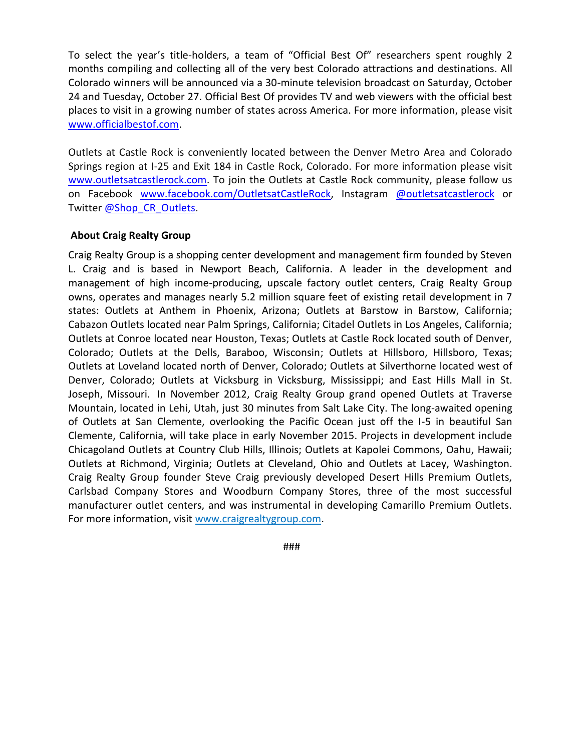To select the year's title-holders, a team of "Official Best Of" researchers spent roughly 2 months compiling and collecting all of the very best Colorado attractions and destinations. All Colorado winners will be announced via a 30-minute television broadcast on Saturday, October 24 and Tuesday, October 27. Official Best Of provides TV and web viewers with the official best places to visit in a growing number of states across America. For more information, please visit www.officialbestof.com.

Outlets at Castle Rock is conveniently located between the Denver Metro Area and Colorado Springs region at I-25 and Exit 184 in Castle Rock, Colorado. For more information please visit www.outletsatcastlerock.com. To join the Outlets at Castle Rock community, please follow us on Facebook www.facebook.com/OutletsatCastleRock, Instagram @outletsatcastlerock or Twitter @Shop_CR_Outlets.

**About Craig Realty Group**

Craig Realty Group is a shopping center development and management firm founded by Steven L. Craig and is based in Newport Beach, California. A leader in the development and management of high income-producing, upscale factory outlet centers, Craig Realty Group owns, operates and manages nearly 5.2 million square feet of existing retail development in 7 states: Outlets at Anthem in Phoenix, Arizona; Outlets at Barstow in Barstow, California; Cabazon Outlets located near Palm Springs, California; Citadel Outlets in Los Angeles, California; Outlets at Conroe located near Houston, Texas; Outlets at Castle Rock located south of Denver, Colorado; Outlets at the Dells, Baraboo, Wisconsin; Outlets at Hillsboro, Hillsboro, Texas; Outlets at Loveland located north of Denver, Colorado; Outlets at Silverthorne located west of Denver, Colorado; Outlets at Vicksburg in Vicksburg, Mississippi; and East Hills Mall in St. Joseph, Missouri. In November 2012, Craig Realty Group grand opened Outlets at Traverse Mountain, located in Lehi, Utah, just 30 minutes from Salt Lake City. The long-awaited opening of Outlets at San Clemente, overlooking the Pacific Ocean just off the I-5 in beautiful San Clemente, California, will take place in early November 2015. Projects in development include Chicagoland Outlets at Country Club Hills, Illinois; Outlets at Kapolei Commons, Oahu, Hawaii; Outlets at Richmond, Virginia; Outlets at Cleveland, Ohio and Outlets at Lacey, Washington. Craig Realty Group founder Steve Craig previously developed Desert Hills Premium Outlets, Carlsbad Company Stores and Woodburn Company Stores, three of the most successful manufacturer outlet centers, and was instrumental in developing Camarillo Premium Outlets. For more information, visit www.craigrealtygroup.com.

###